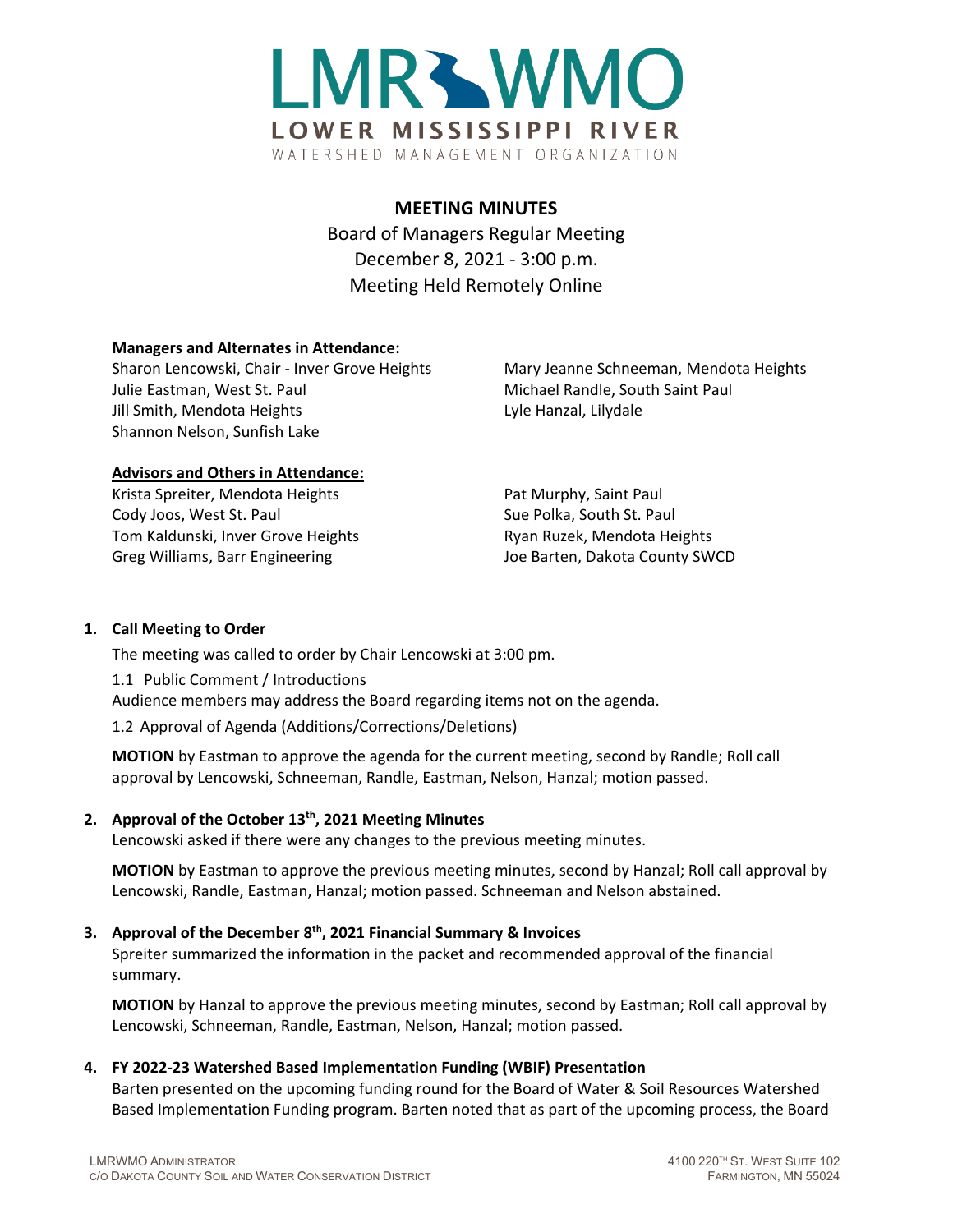# LMR WMO

LOWER MISSISSIPPI RIVER

WATERSHED MANAGEMENT ORGANIZATION

## MEETING MINUTES

Board of Managers Regular Meeting
December 8, 2021 - 3:00 p.m.
Meeting Held Remotely Online

**Managers and Alternates in Attendance:**

Sharon Lencowski, Chair - Inver Grove Heights
Julie Eastman, West St. Paul
Jill Smith, Mendota Heights
Shannon Nelson, Sunfish Lake
Mary Jeanne Schneeman, Mendota Heights
Michael Randle, South Saint Paul
Lyle Hanzal, Lilydale

**Advisors and Others in Attendance:**

Krista Spreiter, Mendota Heights
Cody Joos, West St. Paul
Tom Kaldunski, Inver Grove Heights
Greg Williams, Barr Engineering
Pat Murphy, Saint Paul
Sue Polka, South St. Paul
Ryan Ruzek, Mendota Heights
Joe Barten, Dakota County SWCD

### 1. Call Meeting to Order

The meeting was called to order by Chair Lencowski at 3:00 pm.

1.1 Public Comment / Introductions

Audience members may address the Board regarding items not on the agenda.

1.2 Approval of Agenda (Additions/Corrections/Deletions)

**MOTION** by Eastman to approve the agenda for the current meeting, second by Randle; Roll call approval by Lencowski, Schneeman, Randle, Eastman, Nelson, Hanzal; motion passed.

### 2. Approval of the October 13th, 2021 Meeting Minutes

Lencowski asked if there were any changes to the previous meeting minutes.

**MOTION** by Eastman to approve the previous meeting minutes, second by Hanzal; Roll call approval by Lencowski, Randle, Eastman, Hanzal; motion passed. Schneeman and Nelson abstained.

### 3. Approval of the December 8th, 2021 Financial Summary & Invoices

Spreiter summarized the information in the packet and recommended approval of the financial summary.

**MOTION** by Hanzal to approve the previous meeting minutes, second by Eastman; Roll call approval by Lencowski, Schneeman, Randle, Eastman, Nelson, Hanzal; motion passed.

### 4. FY 2022-23 Watershed Based Implementation Funding (WBIF) Presentation

Barten presented on the upcoming funding round for the Board of Water & Soil Resources Watershed Based Implementation Funding program. Barten noted that as part of the upcoming process, the Board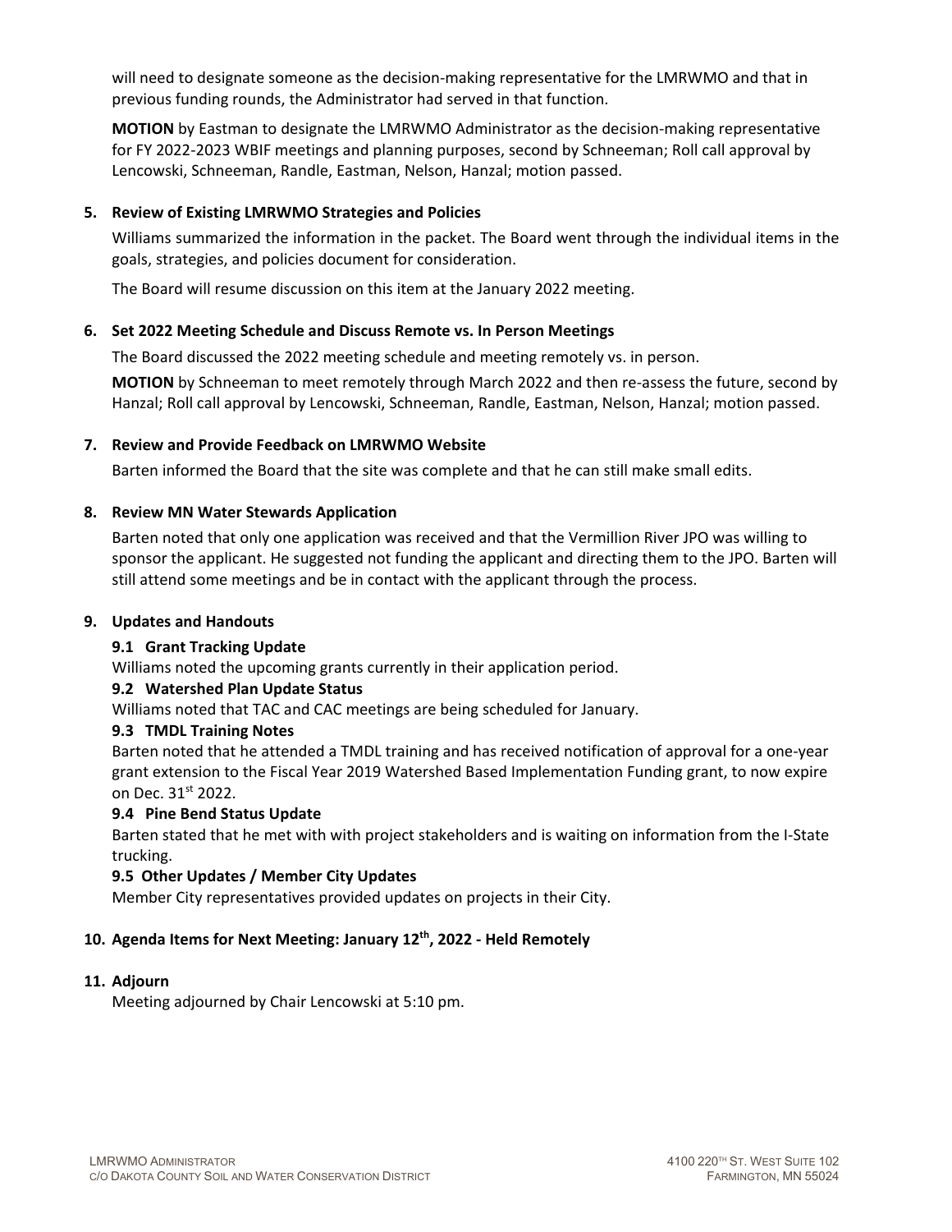will need to designate someone as the decision-making representative for the LMRWMO and that in previous funding rounds, the Administrator had served in that function.

**MOTION** by Eastman to designate the LMRWMO Administrator as the decision-making representative for FY 2022-2023 WBIF meetings and planning purposes, second by Schneeman; Roll call approval by Lencowski, Schneeman, Randle, Eastman, Nelson, Hanzal; motion passed.

**5. Review of Existing LMRWMO Strategies and Policies**

Williams summarized the information in the packet. The Board went through the individual items in the goals, strategies, and policies document for consideration.

The Board will resume discussion on this item at the January 2022 meeting.

**6. Set 2022 Meeting Schedule and Discuss Remote vs. In Person Meetings**

The Board discussed the 2022 meeting schedule and meeting remotely vs. in person.

**MOTION** by Schneeman to meet remotely through March 2022 and then re-assess the future, second by Hanzal; Roll call approval by Lencowski, Schneeman, Randle, Eastman, Nelson, Hanzal; motion passed.

**7. Review and Provide Feedback on LMRWMO Website**

Barten informed the Board that the site was complete and that he can still make small edits.

**8. Review MN Water Stewards Application**

Barten noted that only one application was received and that the Vermillion River JPO was willing to sponsor the applicant. He suggested not funding the applicant and directing them to the JPO. Barten will still attend some meetings and be in contact with the applicant through the process.

**9. Updates and Handouts**

**9.1 Grant Tracking Update**

Williams noted the upcoming grants currently in their application period.

**9.2 Watershed Plan Update Status**

Williams noted that TAC and CAC meetings are being scheduled for January.

**9.3 TMDL Training Notes**

Barten noted that he attended a TMDL training and has received notification of approval for a one-year grant extension to the Fiscal Year 2019 Watershed Based Implementation Funding grant, to now expire on Dec. 31st 2022.

**9.4 Pine Bend Status Update**

Barten stated that he met with with project stakeholders and is waiting on information from the I-State trucking.

**9.5 Other Updates / Member City Updates**

Member City representatives provided updates on projects in their City.

**10. Agenda Items for Next Meeting: January 12th, 2022 - Held Remotely**

**11. Adjourn**

Meeting adjourned by Chair Lencowski at 5:10 pm.